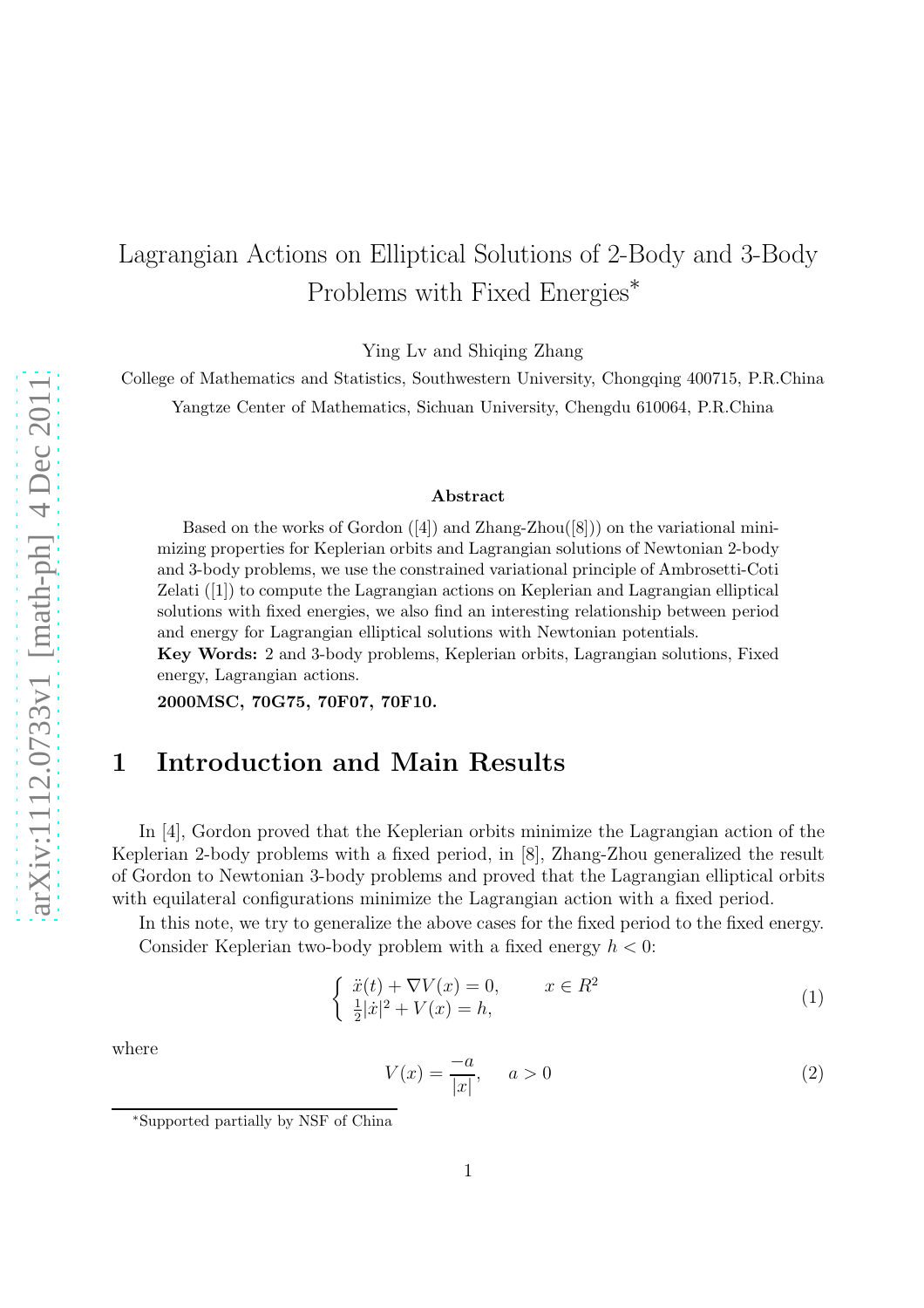# Lagrangian Actions on Elliptical Solutions of 2-Body and 3-Body Problems with Fixed Energies*

Ying Lv and Shiqing Zhang

College of Mathematics and Statistics, Southwestern University, Chongqing 400715, P.R.China

Yangtze Center of Mathematics, Sichuan University, Chengdu 610064, P.R.China

**Abstract**

Based on the works of Gordon ([4]) and Zhang-Zhou([8])) on the variational minimizing properties for Keplerian orbits and Lagrangian solutions of Newtonian 2-body and 3-body problems, we use the constrained variational principle of Ambrosetti-Coti Zelati ([1]) to compute the Lagrangian actions on Keplerian and Lagrangian elliptical solutions with fixed energies, we also find an interesting relationship between period and energy for Lagrangian elliptical solutions with Newtonian potentials.

**Key Words:** 2 and 3-body problems, Keplerian orbits, Lagrangian solutions, Fixed energy, Lagrangian actions.

**2000MSC, 70G75, 70F07, 70F10.**

## 1 Introduction and Main Results

In [4], Gordon proved that the Keplerian orbits minimize the Lagrangian action of the Keplerian 2-body problems with a fixed period, in [8], Zhang-Zhou generalized the result of Gordon to Newtonian 3-body problems and proved that the Lagrangian elliptical orbits with equilateral configurations minimize the Lagrangian action with a fixed period.

In this note, we try to generalize the above cases for the fixed period to the fixed energy.

Consider Keplerian two-body problem with a fixed energy $h < 0$:

$$\begin{cases} \ddot{x}(t) + \nabla V(x) = 0, & x \in R^2 \\ \frac{1}{2}|\dot{x}|^2 + V(x) = h, \end{cases} \tag{1}$$

where

$$V(x) = \frac{-a}{|x|}, \quad a > 0 \tag{2}$$

*Supported partially by NSF of China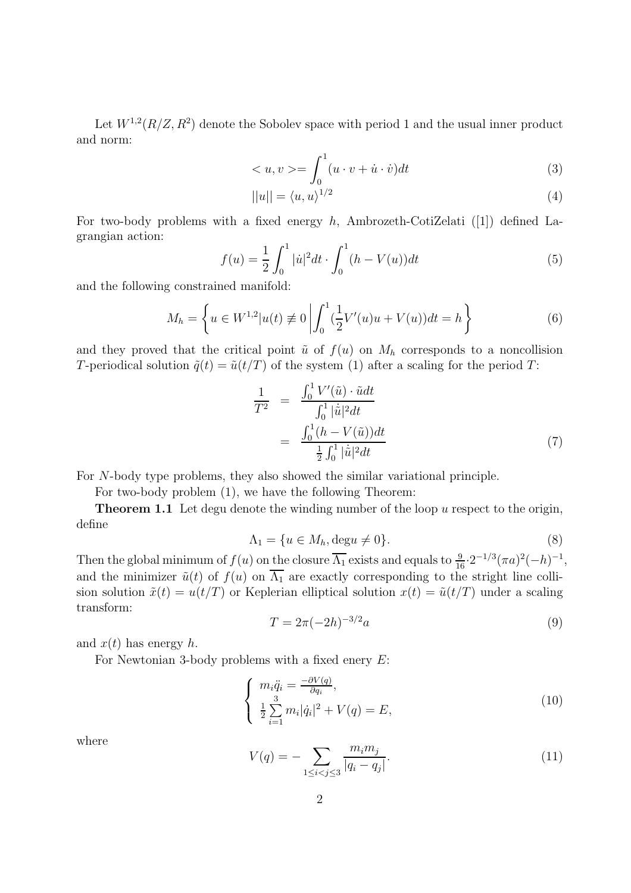Let $W^{1,2}(R/Z, R^2)$ denote the Sobolev space with period 1 and the usual inner product and norm:

$$< u, v >= \int_0^1 (u \cdot v + \dot{u} \cdot \dot{v}) dt \tag{3}$$

$$||u|| = \langle u, u \rangle^{1/2} \tag{4}$$

For two-body problems with a fixed energy $h$, Ambrozeth-CotiZelati ([1]) defined Lagrangian action:

$$f(u) = \frac{1}{2} \int_0^1 |\dot{u}|^2 dt \cdot \int_0^1 (h - V(u)) dt \tag{5}$$

and the following constrained manifold:

$$M_h = \left\{ u \in W^{1,2} | u(t) \not\equiv 0 \left| \int_0^1 (\frac{1}{2} V'(u) u + V(u)) dt = h \right. \right\} \tag{6}$$

and they proved that the critical point $\tilde{u}$ of $f(u)$ on $M_h$ corresponds to a noncollision $T$-periodical solution $\tilde{q}(t) = \tilde{u}(t/T)$ of the system (1) after a scaling for the period $T$:

$$\begin{aligned} \frac{1}{T^2} &= \frac{\int_0^1 V'(\tilde{u}) \cdot \tilde{u} dt}{\int_0^1 |\dot{\tilde{u}}|^2 dt} \\ &= \frac{\int_0^1 (h - V(\tilde{u})) dt}{\frac{1}{2} \int_0^1 |\dot{\tilde{u}}|^2 dt} \end{aligned} \tag{7}$$

For $N$-body type problems, they also showed the similar variational principle.

For two-body problem (1), we have the following Theorem:

**Theorem 1.1** Let degu denote the winding number of the loop $u$ respect to the origin, define

$$\Lambda_1 = \{u \in M_h, \deg u \neq 0\}. \tag{8}$$

Then the global minimum of $f(u)$ on the closure $\overline{\Lambda_1}$ exists and equals to $\frac{9}{16} \cdot 2^{-1/3} (\pi a)^2 (-h)^{-1}$, and the minimizer $\tilde{u}(t)$ of $f(u)$ on $\overline{\Lambda_1}$ are exactly corresponding to the stright line collision solution $\tilde{x}(t) = u(t/T)$ or Keplerian elliptical solution $x(t) = \tilde{u}(t/T)$ under a scaling transform:

$$T = 2\pi (-2h)^{-3/2} a \tag{9}$$

and $x(t)$ has energy $h$.

For Newtonian 3-body problems with a fixed enery $E$:

$$\begin{cases} m_i \ddot{q}_i = \frac{-\partial V(q)}{\partial q_i}, \\ \frac{1}{2} \sum_{i=1}^{3} m_i |\dot{q}_i|^2 + V(q) = E, \end{cases} \tag{10}$$

where

$$V(q) = - \sum_{1 \leq i < j \leq 3} \frac{m_i m_j}{|q_i - q_j|}. \tag{11}$$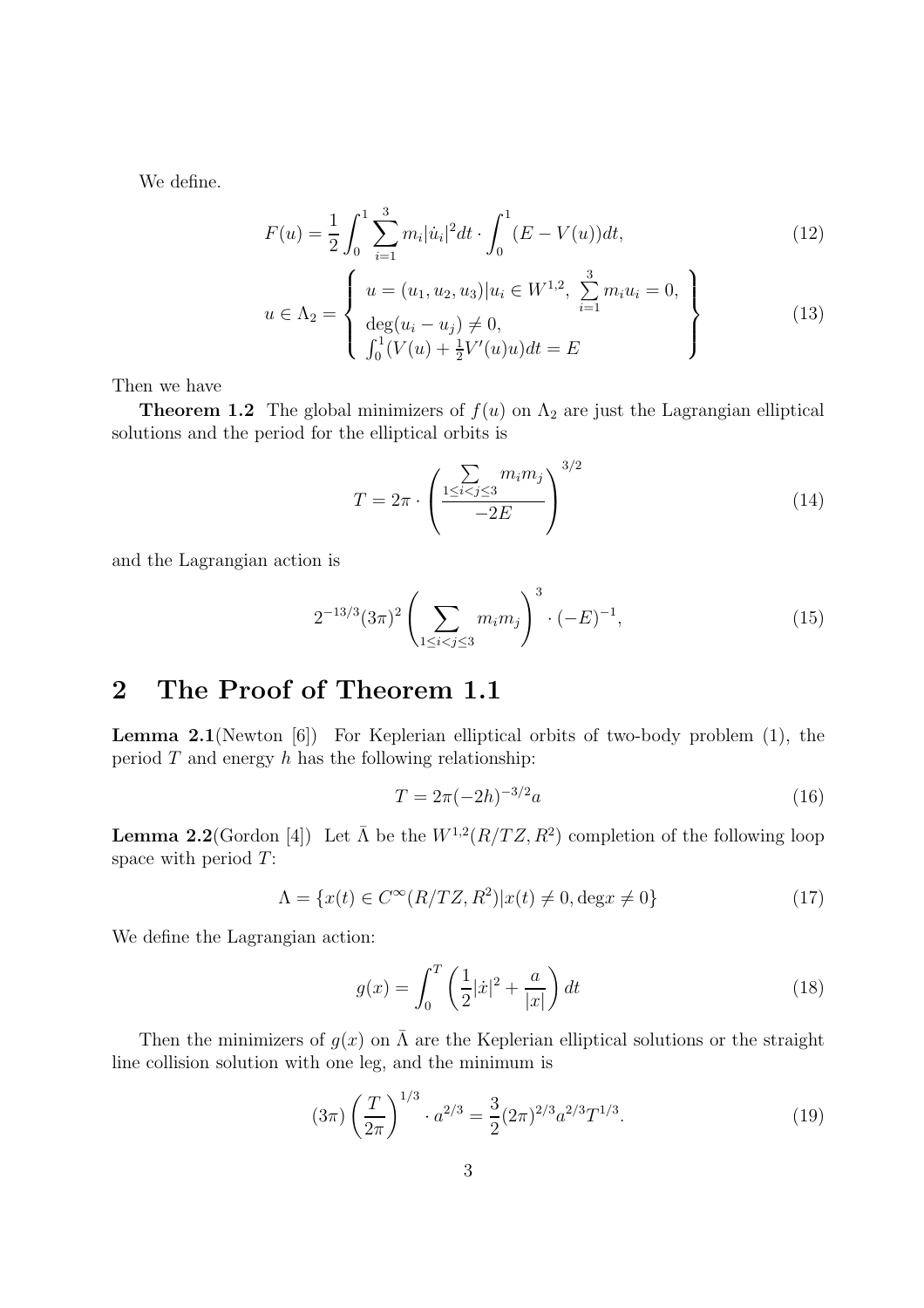We define.

$$F(u) = \frac{1}{2}\int_0^1 \sum_{i=1}^{3} m_i |\dot{u}_i|^2 dt \cdot \int_0^1 (E - V(u))dt, \tag{12}$$

$$u \in \Lambda_2 = \left\{ \begin{array}{l} u = (u_1, u_2, u_3) | u_i \in W^{1,2}, \ \sum\limits_{i=1}^{3} m_i u_i = 0, \\ \deg(u_i - u_j) \neq 0, \\ \int_0^1 (V(u) + \frac{1}{2}V'(u)u)dt = E \end{array} \right\} \tag{13}$$

Then we have

**Theorem 1.2** The global minimizers of $f(u)$ on $\Lambda_2$ are just the Lagrangian elliptical solutions and the period for the elliptical orbits is

$$T = 2\pi \cdot \left( \frac{\sum\limits_{1 \leq i < j \leq 3} m_i m_j}{-2E} \right)^{3/2} \tag{14}$$

and the Lagrangian action is

$$2^{-13/3}(3\pi)^2 \left( \sum_{1 \leq i < j \leq 3} m_i m_j \right)^3 \cdot (-E)^{-1}, \tag{15}$$

## 2 The Proof of Theorem 1.1

**Lemma 2.1**(Newton [6]) For Keplerian elliptical orbits of two-body problem (1), the period $T$ and energy $h$ has the following relationship:

$$T = 2\pi(-2h)^{-3/2}a \tag{16}$$

**Lemma 2.2**(Gordon [4]) Let $\bar{\Lambda}$ be the $W^{1,2}(R/TZ, R^2)$ completion of the following loop space with period $T$:

$$\Lambda = \{x(t) \in C^\infty(R/TZ, R^2) | x(t) \neq 0, \deg x \neq 0\} \tag{17}$$

We define the Lagrangian action:

$$g(x) = \int_0^T \left( \frac{1}{2}|\dot{x}|^2 + \frac{a}{|x|} \right) dt \tag{18}$$

Then the minimizers of $g(x)$ on $\bar{\Lambda}$ are the Keplerian elliptical solutions or the straight line collision solution with one leg, and the minimum is

$$(3\pi)\left(\frac{T}{2\pi}\right)^{1/3} \cdot a^{2/3} = \frac{3}{2}(2\pi)^{2/3} a^{2/3} T^{1/3}. \tag{19}$$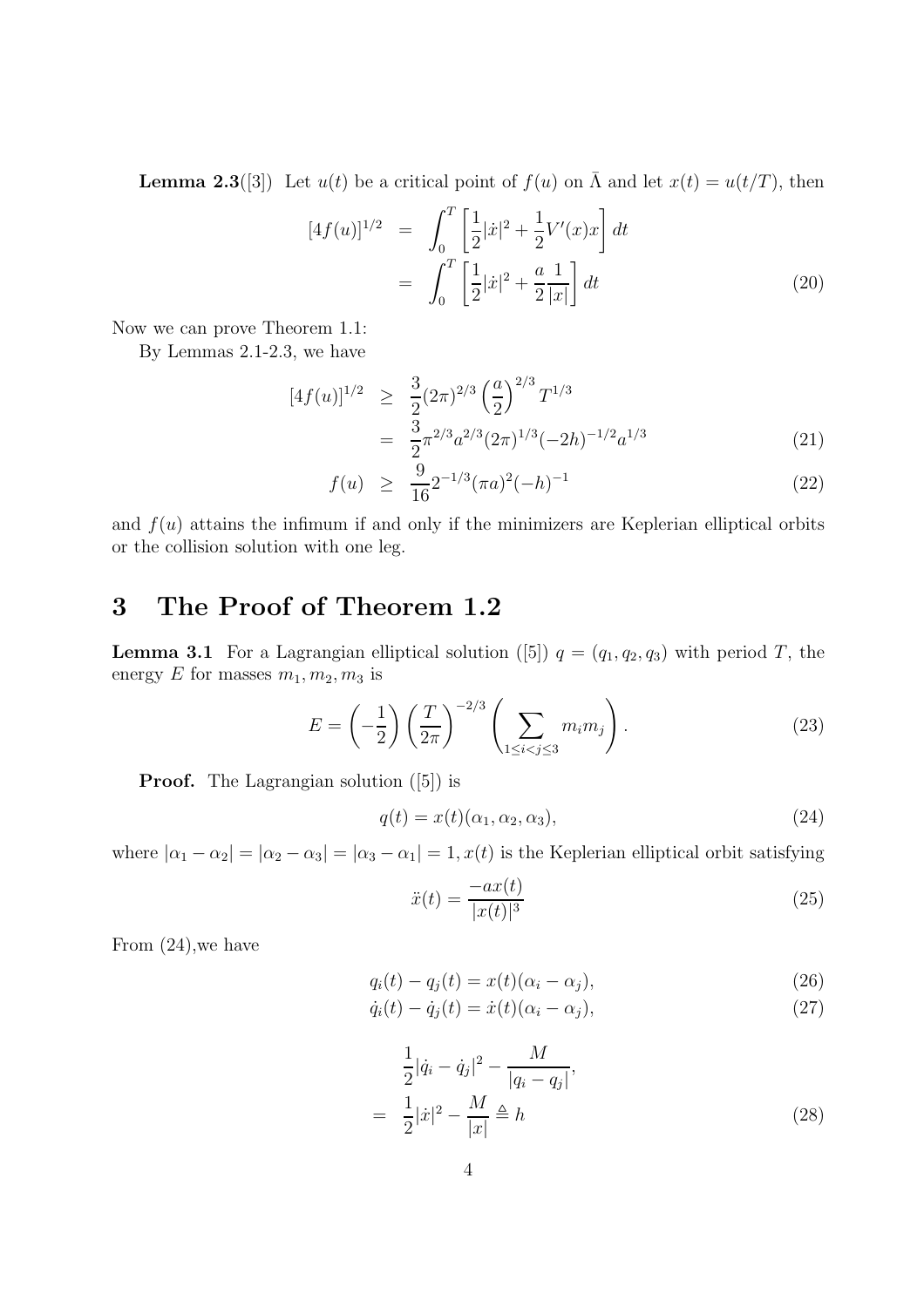**Lemma 2.3**([3]) Let $u(t)$ be a critical point of $f(u)$ on $\bar{\Lambda}$ and let $x(t) = u(t/T)$, then

$$
\begin{aligned}
[4f(u)]^{1/2} &= \int_0^T \left[\frac{1}{2}|\dot{x}|^2 + \frac{1}{2}V'(x)x\right] dt \\
&= \int_0^T \left[\frac{1}{2}|\dot{x}|^2 + \frac{a}{2}\frac{1}{|x|}\right] dt \qquad (20)
\end{aligned}
$$

Now we can prove Theorem 1.1:

By Lemmas 2.1-2.3, we have

$$
\begin{aligned}
[4f(u)]^{1/2} &\geq \frac{3}{2}(2\pi)^{2/3}\left(\frac{a}{2}\right)^{2/3} T^{1/3} \\
&= \frac{3}{2}\pi^{2/3}a^{2/3}(2\pi)^{1/3}(-2h)^{-1/2}a^{1/3} \qquad (21) \\
f(u) &\geq \frac{9}{16}2^{-1/3}(\pi a)^2(-h)^{-1} \qquad (22)
\end{aligned}
$$

and $f(u)$ attains the infimum if and only if the minimizers are Keplerian elliptical orbits or the collision solution with one leg.

# 3 The Proof of Theorem 1.2

**Lemma 3.1** For a Lagrangian elliptical solution ([5]) $q = (q_1, q_2, q_3)$ with period $T$, the energy $E$ for masses $m_1, m_2, m_3$ is

$$
E = \left(-\frac{1}{2}\right)\left(\frac{T}{2\pi}\right)^{-2/3}\left(\sum_{1\leq i<j\leq 3} m_i m_j\right). \qquad (23)
$$

**Proof.** The Lagrangian solution ([5]) is

$$
q(t) = x(t)(\alpha_1, \alpha_2, \alpha_3), \qquad (24)
$$

where $|\alpha_1 - \alpha_2| = |\alpha_2 - \alpha_3| = |\alpha_3 - \alpha_1| = 1, x(t)$ is the Keplerian elliptical orbit satisfying

$$
\ddot{x}(t) = \frac{-ax(t)}{|x(t)|^3} \qquad (25)
$$

From (24),we have

$$
q_i(t) - q_j(t) = x(t)(\alpha_i - \alpha_j), \qquad (26)
$$

$$
\dot{q}_i(t) - \dot{q}_j(t) = \dot{x}(t)(\alpha_i - \alpha_j), \qquad (27)
$$

$$
\begin{aligned}
&\frac{1}{2}|\dot{q}_i - \dot{q}_j|^2 - \frac{M}{|q_i - q_j|}, \\
=\ &\frac{1}{2}|\dot{x}|^2 - \frac{M}{|x|} \triangleq h \qquad (28)
\end{aligned}
$$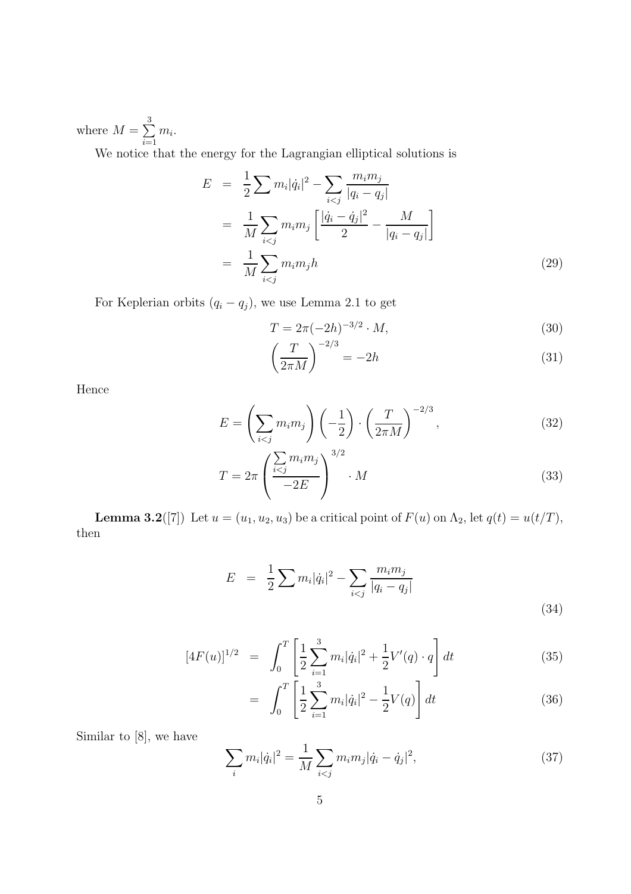where $M = \sum_{i=1}^{3} m_i$.

We notice that the energy for the Lagrangian elliptical solutions is

$$
\begin{aligned}
E &= \frac{1}{2}\sum m_i|\dot{q}_i|^2 - \sum_{i<j}\frac{m_i m_j}{|q_i - q_j|} \\
&= \frac{1}{M}\sum_{i<j} m_i m_j \left[\frac{|\dot{q}_i - \dot{q}_j|^2}{2} - \frac{M}{|q_i - q_j|}\right] \\
&= \frac{1}{M}\sum_{i<j} m_i m_j h \qquad (29)
\end{aligned}
$$

For Keplerian orbits $(q_i - q_j)$, we use Lemma 2.1 to get

$$
T = 2\pi(-2h)^{-3/2}\cdot M, \qquad (30)
$$

$$
\left(\frac{T}{2\pi M}\right)^{-2/3} = -2h \qquad (31)
$$

Hence

$$
E = \left(\sum_{i<j} m_i m_j\right)\left(-\frac{1}{2}\right)\cdot\left(\frac{T}{2\pi M}\right)^{-2/3}, \qquad (32)
$$

$$
T = 2\pi\left(\frac{\sum_{i<j} m_i m_j}{-2E}\right)^{3/2}\cdot M \qquad (33)
$$

**Lemma 3.2**([7]) Let $u = (u_1, u_2, u_3)$ be a critical point of $F(u)$ on $\Lambda_2$, let $q(t) = u(t/T)$, then

$$
E = \frac{1}{2}\sum m_i|\dot{q}_i|^2 - \sum_{i<j}\frac{m_i m_j}{|q_i - q_j|} \qquad (34)
$$

$$
\begin{aligned}
[4F(u)]^{1/2} &= \int_0^T \left[\frac{1}{2}\sum_{i=1}^{3} m_i|\dot{q}_i|^2 + \frac{1}{2}V'(q)\cdot q\right]dt \qquad (35) \\
&= \int_0^T \left[\frac{1}{2}\sum_{i=1}^{3} m_i|\dot{q}_i|^2 - \frac{1}{2}V(q)\right]dt \qquad (36)
\end{aligned}
$$

Similar to [8], we have

$$
\sum_i m_i|\dot{q}_i|^2 = \frac{1}{M}\sum_{i<j} m_i m_j|\dot{q}_i - \dot{q}_j|^2, \qquad (37)
$$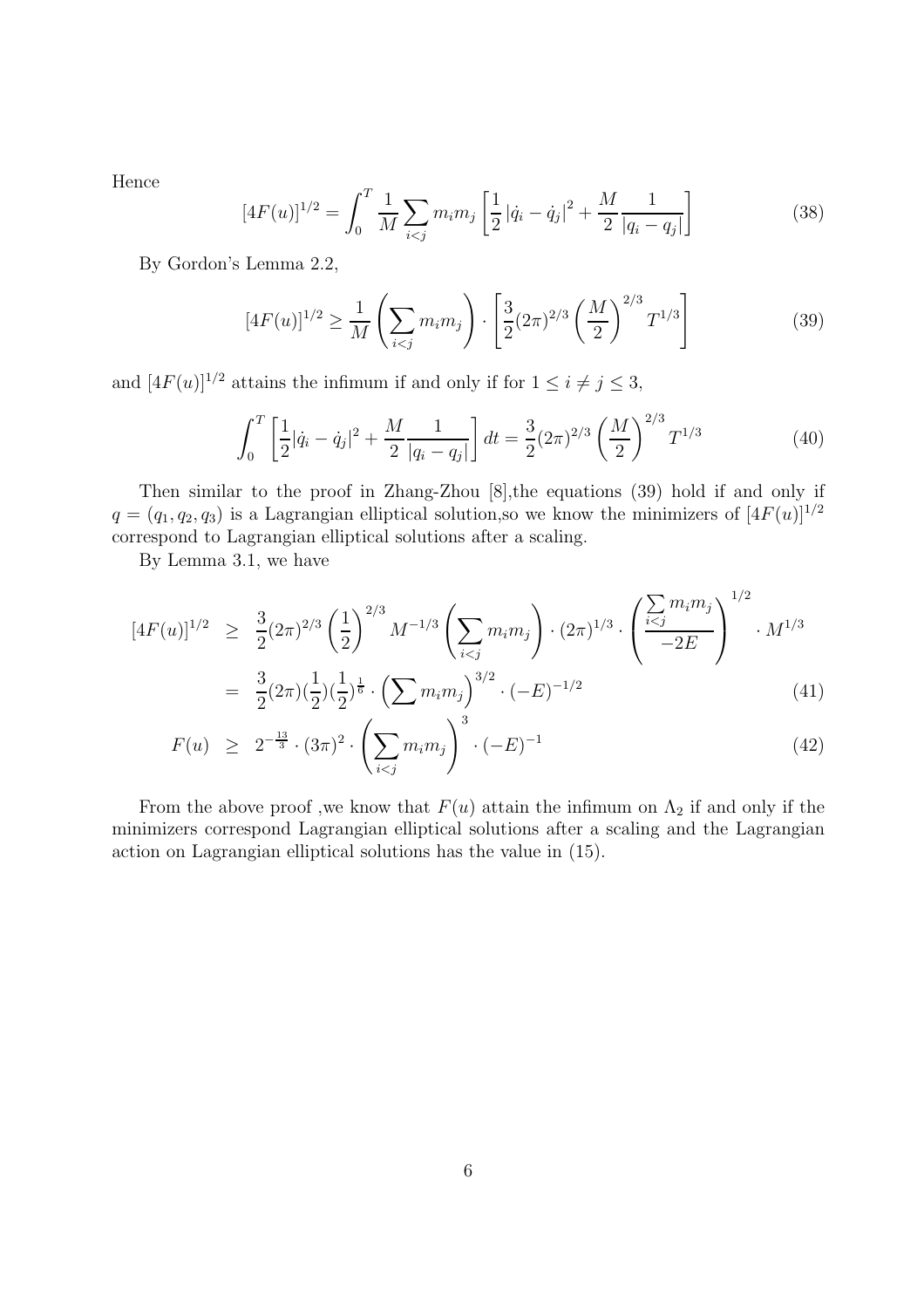Hence

$$[4F(u)]^{1/2} = \int_0^T \frac{1}{M} \sum_{i<j} m_i m_j \left[ \frac{1}{2} |\dot{q}_i - \dot{q}_j|^2 + \frac{M}{2} \frac{1}{|q_i - q_j|} \right] \tag{38}$$

By Gordon's Lemma 2.2,

$$[4F(u)]^{1/2} \geq \frac{1}{M} \left( \sum_{i<j} m_i m_j \right) \cdot \left[ \frac{3}{2} (2\pi)^{2/3} \left( \frac{M}{2} \right)^{2/3} T^{1/3} \right] \tag{39}$$

and $[4F(u)]^{1/2}$ attains the infimum if and only if for $1 \leq i \neq j \leq 3$,

$$\int_0^T \left[ \frac{1}{2} |\dot{q}_i - \dot{q}_j|^2 + \frac{M}{2} \frac{1}{|q_i - q_j|} \right] dt = \frac{3}{2} (2\pi)^{2/3} \left( \frac{M}{2} \right)^{2/3} T^{1/3} \tag{40}$$

Then similar to the proof in Zhang-Zhou [8],the equations (39) hold if and only if $q = (q_1, q_2, q_3)$ is a Lagrangian elliptical solution,so we know the minimizers of $[4F(u)]^{1/2}$ correspond to Lagrangian elliptical solutions after a scaling.

By Lemma 3.1, we have

$$\begin{aligned}
[4F(u)]^{1/2} &\geq \frac{3}{2} (2\pi)^{2/3} \left( \frac{1}{2} \right)^{2/3} M^{-1/3} \left( \sum_{i<j} m_i m_j \right) \cdot (2\pi)^{1/3} \cdot \left( \frac{\sum_{i<j} m_i m_j}{-2E} \right)^{1/2} \cdot M^{1/3} \\
&= \frac{3}{2} (2\pi) (\frac{1}{2}) (\frac{1}{2})^{\frac{1}{6}} \cdot \left( \sum m_i m_j \right)^{3/2} \cdot (-E)^{-1/2} \qquad (41) \\
F(u) &\geq 2^{-\frac{13}{3}} \cdot (3\pi)^2 \cdot \left( \sum_{i<j} m_i m_j \right)^3 \cdot (-E)^{-1} \qquad (42)
\end{aligned}$$

From the above proof ,we know that $F(u)$ attain the infimum on $\Lambda_2$ if and only if the minimizers correspond Lagrangian elliptical solutions after a scaling and the Lagrangian action on Lagrangian elliptical solutions has the value in (15).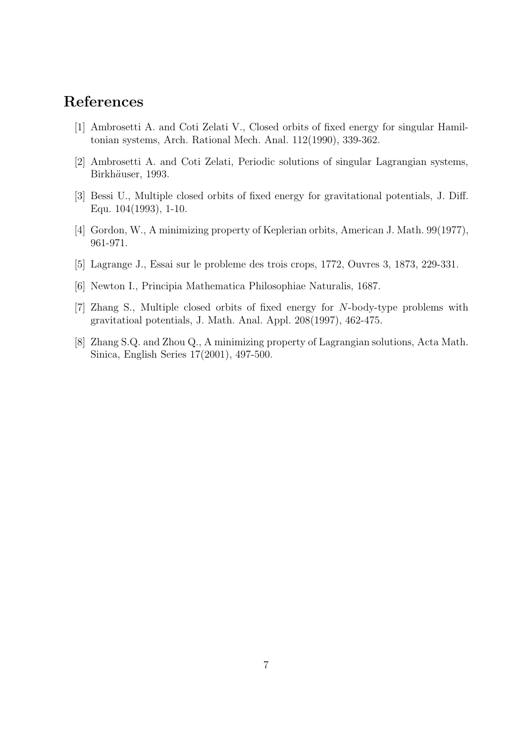# References

[1] Ambrosetti A. and Coti Zelati V., Closed orbits of fixed energy for singular Hamiltonian systems, Arch. Rational Mech. Anal. 112(1990), 339-362.

[2] Ambrosetti A. and Coti Zelati, Periodic solutions of singular Lagrangian systems, Birkhäuser, 1993.

[3] Bessi U., Multiple closed orbits of fixed energy for gravitational potentials, J. Diff. Equ. 104(1993), 1-10.

[4] Gordon, W., A minimizing property of Keplerian orbits, American J. Math. 99(1977), 961-971.

[5] Lagrange J., Essai sur le probleme des trois crops, 1772, Ouvres 3, 1873, 229-331.

[6] Newton I., Principia Mathematica Philosophiae Naturalis, 1687.

[7] Zhang S., Multiple closed orbits of fixed energy for $N$-body-type problems with gravitatioal potentials, J. Math. Anal. Appl. 208(1997), 462-475.

[8] Zhang S.Q. and Zhou Q., A minimizing property of Lagrangian solutions, Acta Math. Sinica, English Series 17(2001), 497-500.